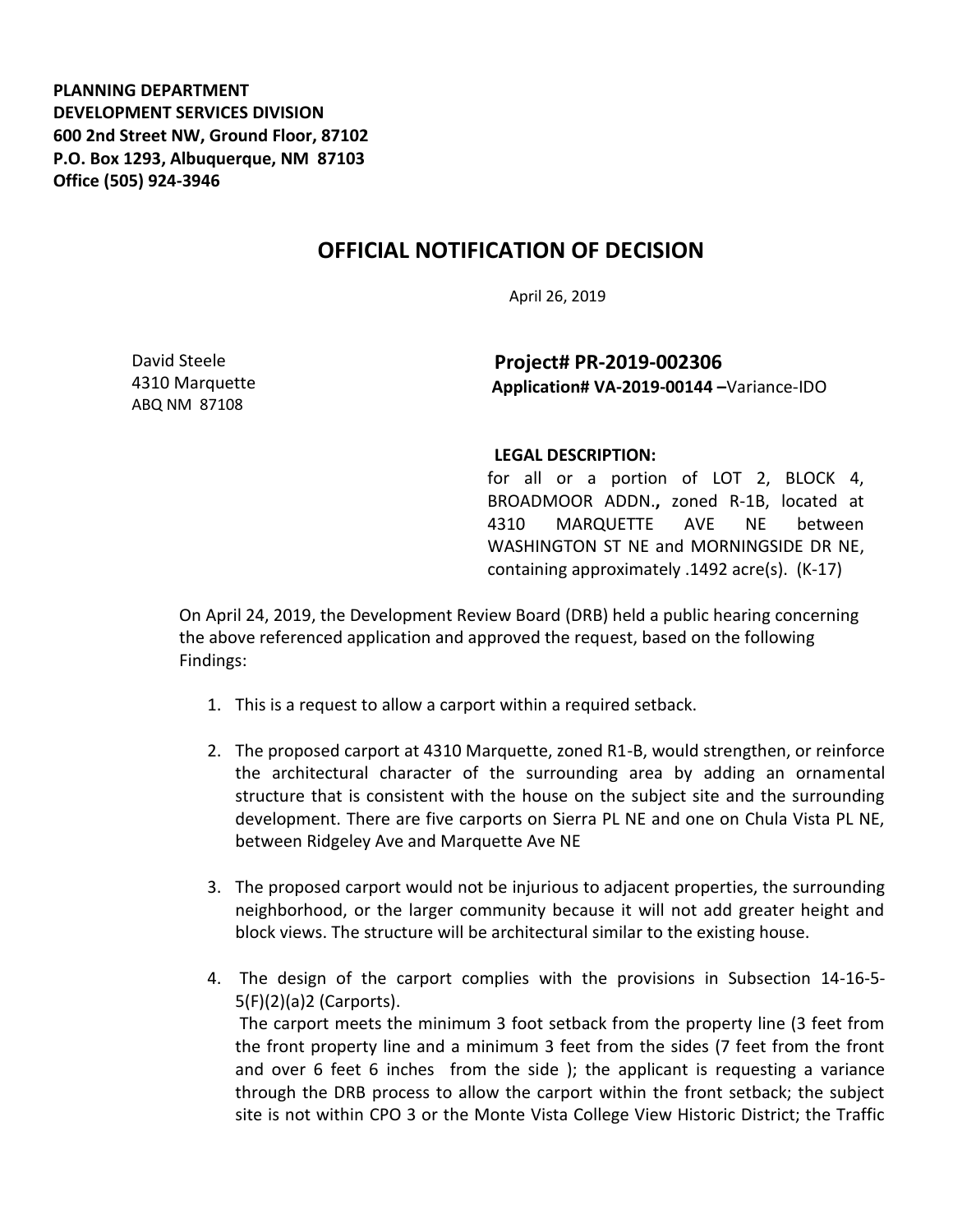**PLANNING DEPARTMENT**
**DEVELOPMENT SERVICES DIVISION**
**600 2nd Street NW, Ground Floor, 87102**
**P.O. Box 1293, Albuquerque, NM 87103**
**Office (505) 924-3946**

# OFFICIAL NOTIFICATION OF DECISION

April 26, 2019

David Steele
4310 Marquette
ABQ NM 87108

**Project# PR-2019-002306**
**Application# VA-2019-00144 –**Variance-IDO

**LEGAL DESCRIPTION:**
for all or a portion of LOT 2, BLOCK 4, BROADMOOR ADDN.**,** zoned R-1B, located at 4310 MARQUETTE AVE NE between WASHINGTON ST NE and MORNINGSIDE DR NE, containing approximately .1492 acre(s). (K-17)

On April 24, 2019, the Development Review Board (DRB) held a public hearing concerning the above referenced application and approved the request, based on the following Findings:

1. This is a request to allow a carport within a required setback.

2. The proposed carport at 4310 Marquette, zoned R1-B, would strengthen, or reinforce the architectural character of the surrounding area by adding an ornamental structure that is consistent with the house on the subject site and the surrounding development. There are five carports on Sierra PL NE and one on Chula Vista PL NE, between Ridgeley Ave and Marquette Ave NE

3. The proposed carport would not be injurious to adjacent properties, the surrounding neighborhood, or the larger community because it will not add greater height and block views. The structure will be architectural similar to the existing house.

4. The design of the carport complies with the provisions in Subsection 14-16-5-5(F)(2)(a)2 (Carports).
   The carport meets the minimum 3 foot setback from the property line (3 feet from the front property line and a minimum 3 feet from the sides (7 feet from the front and over 6 feet 6 inches from the side ); the applicant is requesting a variance through the DRB process to allow the carport within the front setback; the subject site is not within CPO 3 or the Monte Vista College View Historic District; the Traffic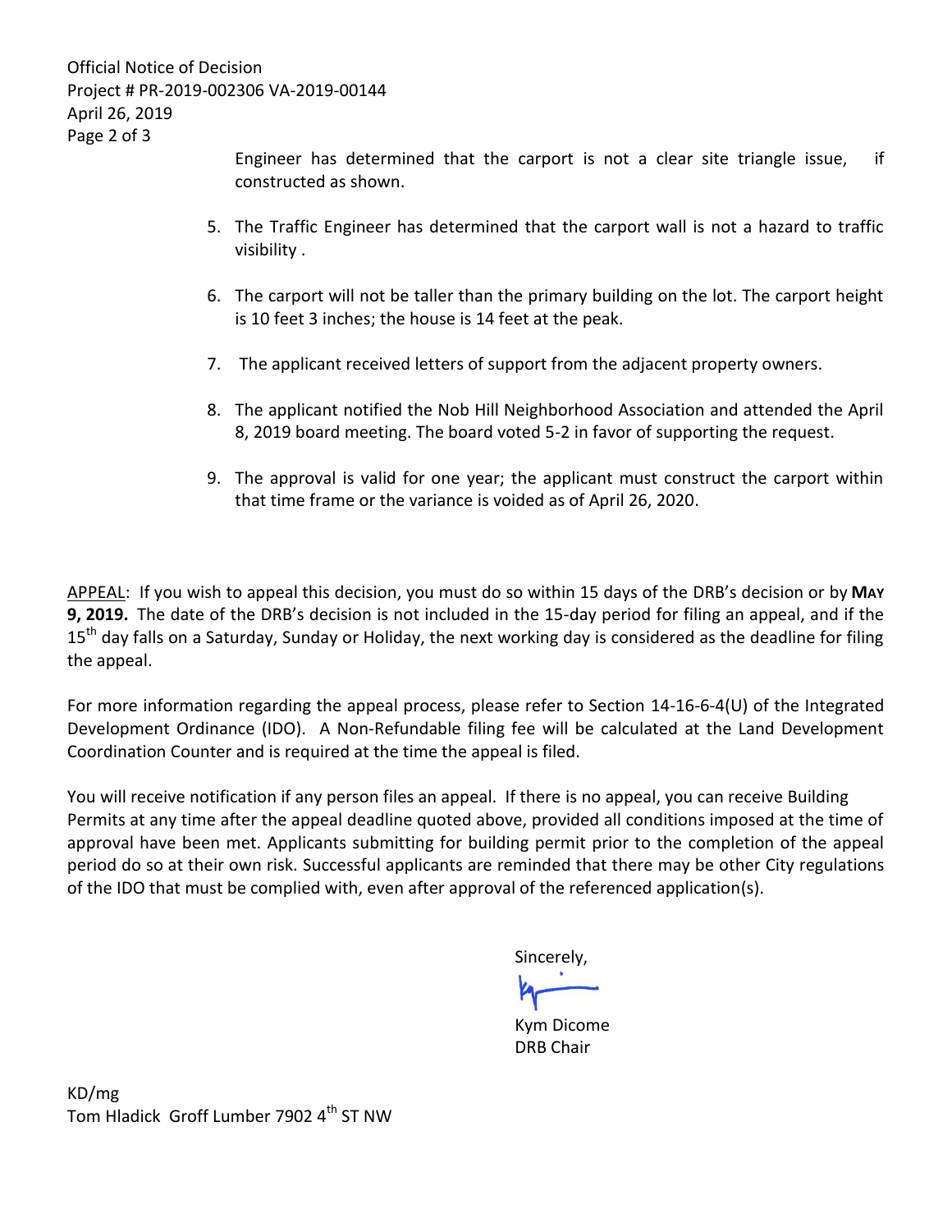Engineer has determined that the carport is not a clear site triangle issue, if constructed as shown.

5. The Traffic Engineer has determined that the carport wall is not a hazard to traffic visibility .

6. The carport will not be taller than the primary building on the lot. The carport height is 10 feet 3 inches; the house is 14 feet at the peak.

7. The applicant received letters of support from the adjacent property owners.

8. The applicant notified the Nob Hill Neighborhood Association and attended the April 8, 2019 board meeting. The board voted 5-2 in favor of supporting the request.

9. The approval is valid for one year; the applicant must construct the carport within that time frame or the variance is voided as of April 26, 2020.

APPEAL: If you wish to appeal this decision, you must do so within 15 days of the DRB's decision or by **MAY 9, 2019.** The date of the DRB's decision is not included in the 15-day period for filing an appeal, and if the 15th day falls on a Saturday, Sunday or Holiday, the next working day is considered as the deadline for filing the appeal.

For more information regarding the appeal process, please refer to Section 14-16-6-4(U) of the Integrated Development Ordinance (IDO). A Non-Refundable filing fee will be calculated at the Land Development Coordination Counter and is required at the time the appeal is filed.

You will receive notification if any person files an appeal. If there is no appeal, you can receive Building Permits at any time after the appeal deadline quoted above, provided all conditions imposed at the time of approval have been met. Applicants submitting for building permit prior to the completion of the appeal period do so at their own risk. Successful applicants are reminded that there may be other City regulations of the IDO that must be complied with, even after approval of the referenced application(s).

Sincerely,

Kym Dicome
DRB Chair

KD/mg
Tom Hladick Groff Lumber 7902 4th ST NW